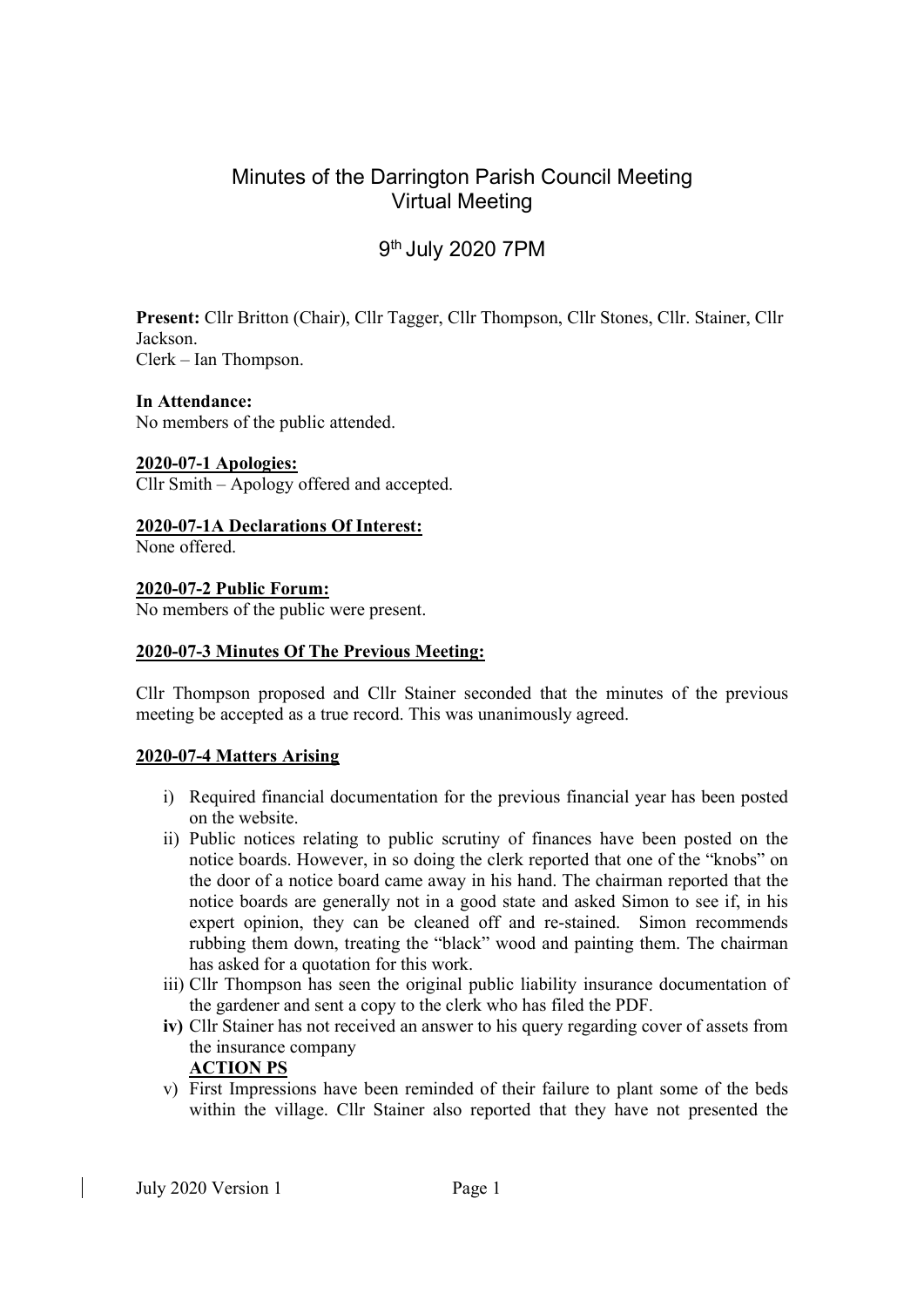# Minutes of the Darrington Parish Council Meeting
## Virtual Meeting

## 9th July 2020 7PM

**Present:** Cllr Britton (Chair), Cllr Tagger, Cllr Thompson, Cllr Stones, Cllr. Stainer, Cllr Jackson.
Clerk – Ian Thompson.

**In Attendance:**
No members of the public attended.

**2020-07-1 Apologies:**
Cllr Smith – Apology offered and accepted.

**2020-07-1A Declarations Of Interest:**
None offered.

**2020-07-2 Public Forum:**
No members of the public were present.

**2020-07-3 Minutes Of The Previous Meeting:**

Cllr Thompson proposed and Cllr Stainer seconded that the minutes of the previous meeting be accepted as a true record. This was unanimously agreed.

**2020-07-4 Matters Arising**

i) Required financial documentation for the previous financial year has been posted on the website.
ii) Public notices relating to public scrutiny of finances have been posted on the notice boards. However, in so doing the clerk reported that one of the "knobs" on the door of a notice board came away in his hand. The chairman reported that the notice boards are generally not in a good state and asked Simon to see if, in his expert opinion, they can be cleaned off and re-stained. Simon recommends rubbing them down, treating the "black" wood and painting them. The chairman has asked for a quotation for this work.
iii) Cllr Thompson has seen the original public liability insurance documentation of the gardener and sent a copy to the clerk who has filed the PDF.
**iv)** Cllr Stainer has not received an answer to his query regarding cover of assets from the insurance company
**ACTION PS**
v) First Impressions have been reminded of their failure to plant some of the beds within the village. Cllr Stainer also reported that they have not presented the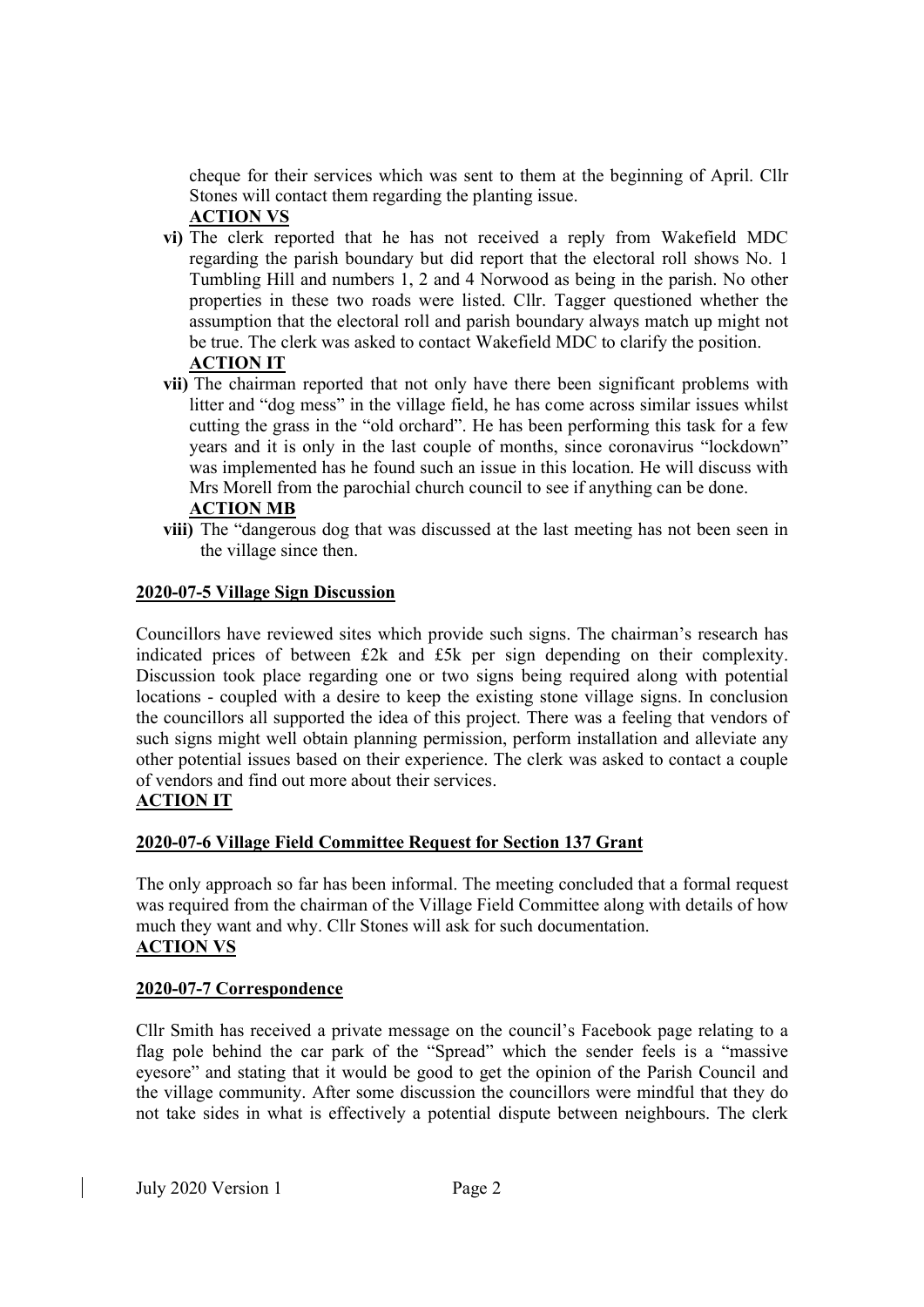cheque for their services which was sent to them at the beginning of April. Cllr Stones will contact them regarding the planting issue.
**ACTION VS**

**vi)** The clerk reported that he has not received a reply from Wakefield MDC regarding the parish boundary but did report that the electoral roll shows No. 1 Tumbling Hill and numbers 1, 2 and 4 Norwood as being in the parish. No other properties in these two roads were listed. Cllr. Tagger questioned whether the assumption that the electoral roll and parish boundary always match up might not be true. The clerk was asked to contact Wakefield MDC to clarify the position.
**ACTION IT**

**vii)** The chairman reported that not only have there been significant problems with litter and "dog mess" in the village field, he has come across similar issues whilst cutting the grass in the "old orchard". He has been performing this task for a few years and it is only in the last couple of months, since coronavirus "lockdown" was implemented has he found such an issue in this location. He will discuss with Mrs Morell from the parochial church council to see if anything can be done.
**ACTION MB**

**viii)** The "dangerous dog that was discussed at the last meeting has not been seen in the village since then.

## 2020-07-5 Village Sign Discussion

Councillors have reviewed sites which provide such signs. The chairman's research has indicated prices of between £2k and £5k per sign depending on their complexity. Discussion took place regarding one or two signs being required along with potential locations - coupled with a desire to keep the existing stone village signs. In conclusion the councillors all supported the idea of this project. There was a feeling that vendors of such signs might well obtain planning permission, perform installation and alleviate any other potential issues based on their experience. The clerk was asked to contact a couple of vendors and find out more about their services.
**ACTION IT**

## 2020-07-6 Village Field Committee Request for Section 137 Grant

The only approach so far has been informal. The meeting concluded that a formal request was required from the chairman of the Village Field Committee along with details of how much they want and why. Cllr Stones will ask for such documentation.
**ACTION VS**

## 2020-07-7 Correspondence

Cllr Smith has received a private message on the council's Facebook page relating to a flag pole behind the car park of the "Spread" which the sender feels is a "massive eyesore" and stating that it would be good to get the opinion of the Parish Council and the village community. After some discussion the councillors were mindful that they do not take sides in what is effectively a potential dispute between neighbours. The clerk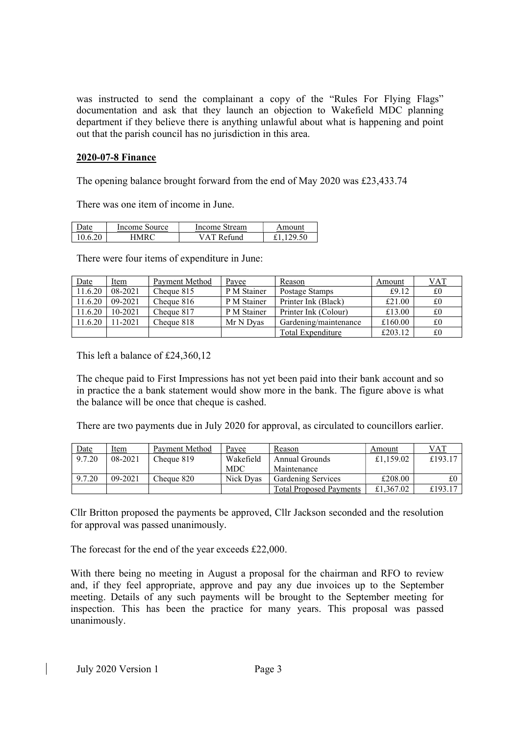was instructed to send the complainant a copy of the "Rules For Flying Flags" documentation and ask that they launch an objection to Wakefield MDC planning department if they believe there is anything unlawful about what is happening and point out that the parish council has no jurisdiction in this area.

## 2020-07-8 Finance

The opening balance brought forward from the end of May 2020 was £23,433.74

There was one item of income in June.

| Date | Income Source | Income Stream | Amount |
|---|---|---|---|
| 10.6.20 | HMRC | VAT Refund | £1,129.50 |

There were four items of expenditure in June:

| Date | Item | Payment Method | Payee | Reason | Amount | VAT |
|---|---|---|---|---|---|---|
| 11.6.20 | 08-2021 | Cheque 815 | P M Stainer | Postage Stamps | £9.12 | £0 |
| 11.6.20 | 09-2021 | Cheque 816 | P M Stainer | Printer Ink (Black) | £21.00 | £0 |
| 11.6.20 | 10-2021 | Cheque 817 | P M Stainer | Printer Ink (Colour) | £13.00 | £0 |
| 11.6.20 | 11-2021 | Cheque 818 | Mr N Dyas | Gardening/maintenance | £160.00 | £0 |
| | | | | Total Expenditure | £203.12 | £0 |

This left a balance of £24,360,12

The cheque paid to First Impressions has not yet been paid into their bank account and so in practice the a bank statement would show more in the bank. The figure above is what the balance will be once that cheque is cashed.

There are two payments due in July 2020 for approval, as circulated to councillors earlier.

| Date | Item | Payment Method | Payee | Reason | Amount | VAT |
|---|---|---|---|---|---|---|
| 9.7.20 | 08-2021 | Cheque 819 | Wakefield MDC | Annual Grounds Maintenance | £1,159.02 | £193.17 |
| 9.7.20 | 09-2021 | Cheque 820 | Nick Dyas | Gardening Services | £208.00 | £0 |
| | | | | Total Proposed Payments | £1,367.02 | £193.17 |

Cllr Britton proposed the payments be approved, Cllr Jackson seconded and the resolution for approval was passed unanimously.

The forecast for the end of the year exceeds £22,000.

With there being no meeting in August a proposal for the chairman and RFO to review and, if they feel appropriate, approve and pay any due invoices up to the September meeting. Details of any such payments will be brought to the September meeting for inspection. This has been the practice for many years. This proposal was passed unanimously.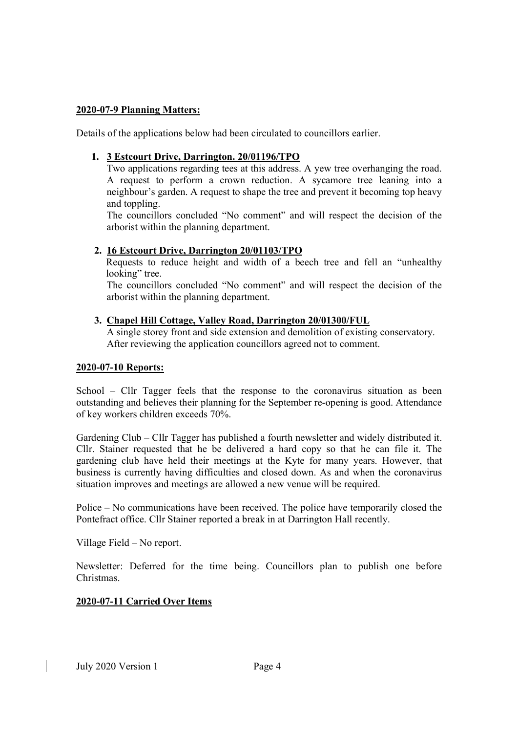**2020-07-9 Planning Matters:**

Details of the applications below had been circulated to councillors earlier.

1. **3 Estcourt Drive, Darrington. 20/01196/TPO**

   Two applications regarding tees at this address. A yew tree overhanging the road. A request to perform a crown reduction. A sycamore tree leaning into a neighbour's garden. A request to shape the tree and prevent it becoming top heavy and toppling.

   The councillors concluded "No comment" and will respect the decision of the arborist within the planning department.

2. **16 Estcourt Drive, Darrington 20/01103/TPO**

   Requests to reduce height and width of a beech tree and fell an "unhealthy looking" tree.

   The councillors concluded "No comment" and will respect the decision of the arborist within the planning department.

3. **Chapel Hill Cottage, Valley Road, Darrington 20/01300/FUL**

   A single storey front and side extension and demolition of existing conservatory.
   After reviewing the application councillors agreed not to comment.

**2020-07-10 Reports:**

School – Cllr Tagger feels that the response to the coronavirus situation as been outstanding and believes their planning for the September re-opening is good. Attendance of key workers children exceeds 70%.

Gardening Club – Cllr Tagger has published a fourth newsletter and widely distributed it. Cllr. Stainer requested that he be delivered a hard copy so that he can file it. The gardening club have held their meetings at the Kyte for many years. However, that business is currently having difficulties and closed down. As and when the coronavirus situation improves and meetings are allowed a new venue will be required.

Police – No communications have been received. The police have temporarily closed the Pontefract office. Cllr Stainer reported a break in at Darrington Hall recently.

Village Field – No report.

Newsletter: Deferred for the time being. Councillors plan to publish one before Christmas.

**2020-07-11 Carried Over Items**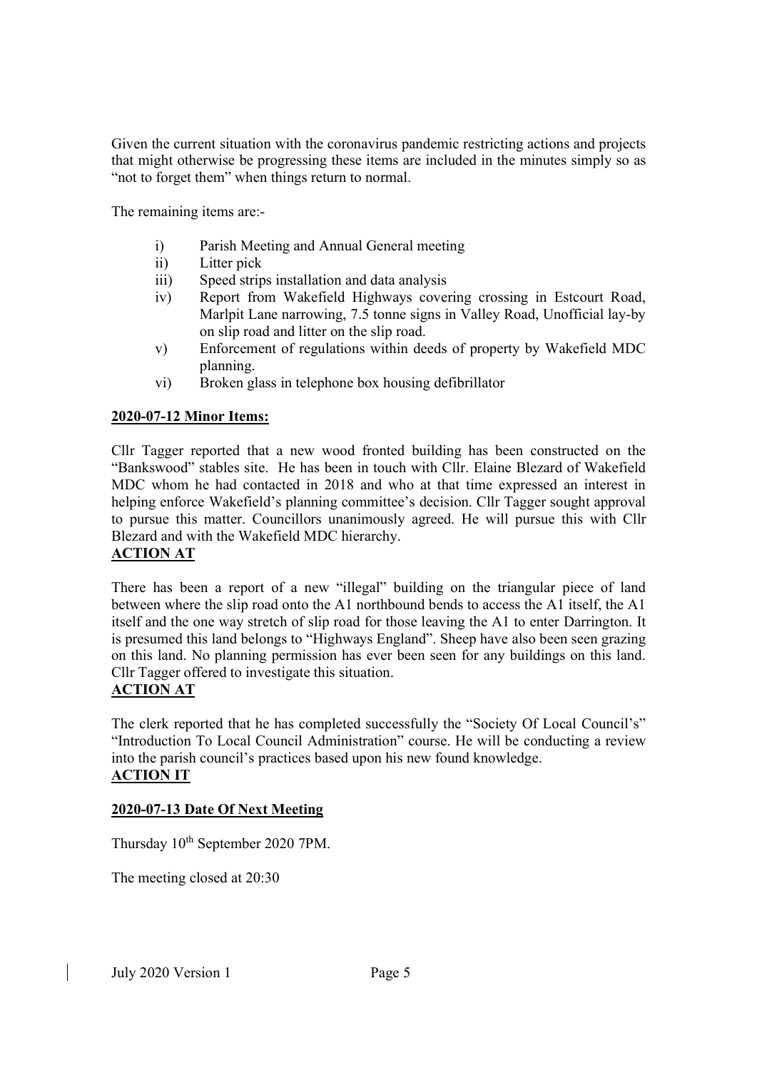Given the current situation with the coronavirus pandemic restricting actions and projects that might otherwise be progressing these items are included in the minutes simply so as "not to forget them" when things return to normal.

The remaining items are:-

i) Parish Meeting and Annual General meeting
ii) Litter pick
iii) Speed strips installation and data analysis
iv) Report from Wakefield Highways covering crossing in Estcourt Road, Marlpit Lane narrowing, 7.5 tonne signs in Valley Road, Unofficial lay-by on slip road and litter on the slip road.
v) Enforcement of regulations within deeds of property by Wakefield MDC planning.
vi) Broken glass in telephone box housing defibrillator

## 2020-07-12 Minor Items:

Cllr Tagger reported that a new wood fronted building has been constructed on the "Bankswood" stables site. He has been in touch with Cllr. Elaine Blezard of Wakefield MDC whom he had contacted in 2018 and who at that time expressed an interest in helping enforce Wakefield's planning committee's decision. Cllr Tagger sought approval to pursue this matter. Councillors unanimously agreed. He will pursue this with Cllr Blezard and with the Wakefield MDC hierarchy.

**ACTION AT**

There has been a report of a new "illegal" building on the triangular piece of land between where the slip road onto the A1 northbound bends to access the A1 itself, the A1 itself and the one way stretch of slip road for those leaving the A1 to enter Darrington. It is presumed this land belongs to "Highways England". Sheep have also been seen grazing on this land. No planning permission has ever been seen for any buildings on this land. Cllr Tagger offered to investigate this situation.

**ACTION AT**

The clerk reported that he has completed successfully the "Society Of Local Council's" "Introduction To Local Council Administration" course. He will be conducting a review into the parish council's practices based upon his new found knowledge.

**ACTION IT**

## 2020-07-13 Date Of Next Meeting

Thursday 10th September 2020 7PM.

The meeting closed at 20:30